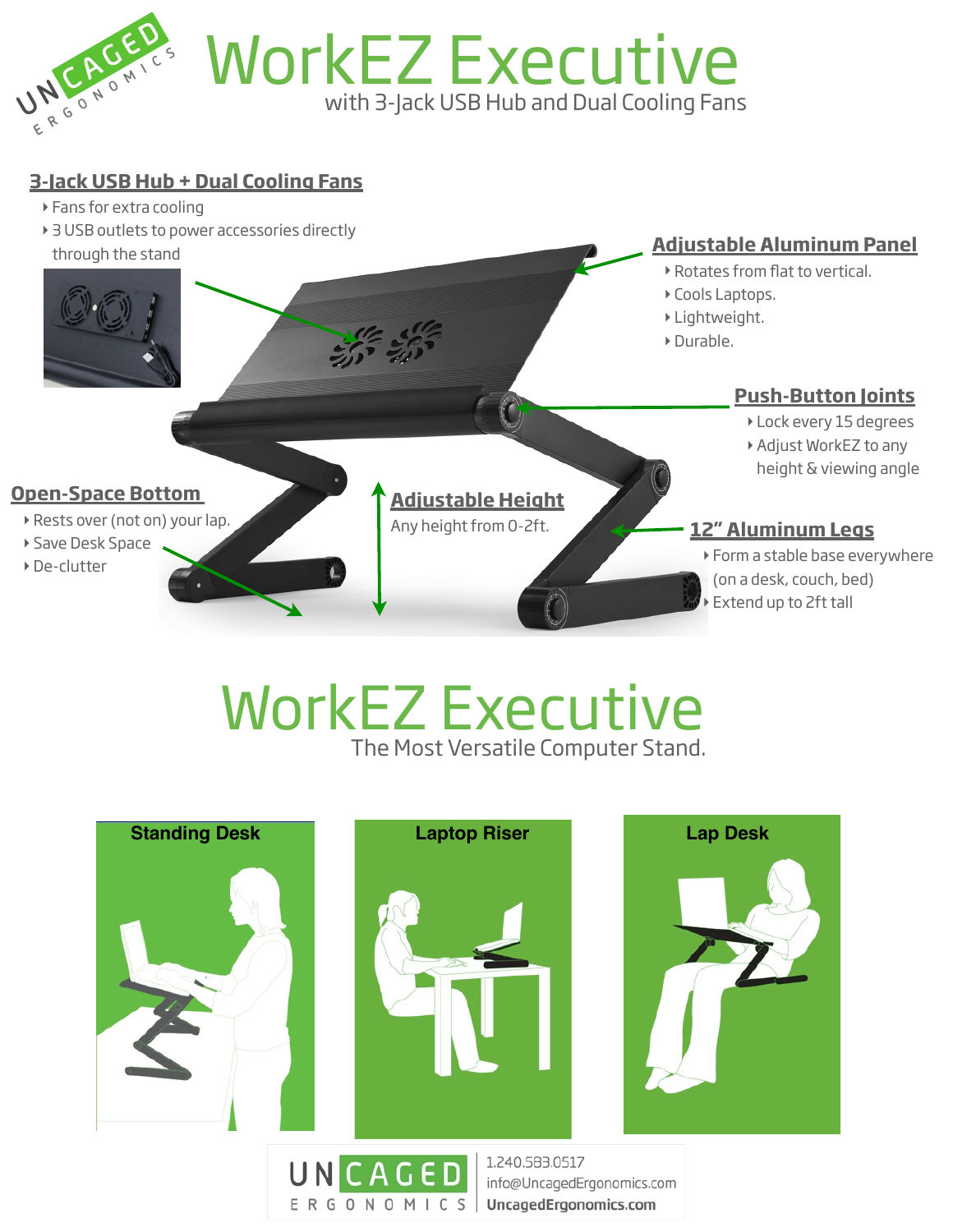# WorkEZ Executive

with 3-Jack USB Hub and Dual Cooling Fans

## 3-Jack USB Hub + Dual Cooling Fans

- Fans for extra cooling
- 3 USB outlets to power accessories directly through the stand

## Adjustable Aluminum Panel

- Rotates from flat to vertical.
- Cools Laptops.
- Lightweight.
- Durable.

## Push-Button Joints

- Lock every 15 degrees
- Adjust WorkEZ to any height & viewing angle

## Open-Space Bottom

- Rests over (not on) your lap.
- Save Desk Space
- De-clutter

## Adjustable Height

Any height from 0-2ft.

## 12" Aluminum Legs

- Form a stable base everywhere (on a desk, couch, bed)
- Extend up to 2ft tall

# WorkEZ Executive

The Most Versatile Computer Stand.

**Standing Desk**

**Laptop Riser**

**Lap Desk**

UNCAGED ERGONOMICS

1.240.583.0517
info@UncagedErgonomics.com
**UncagedErgonomics.com**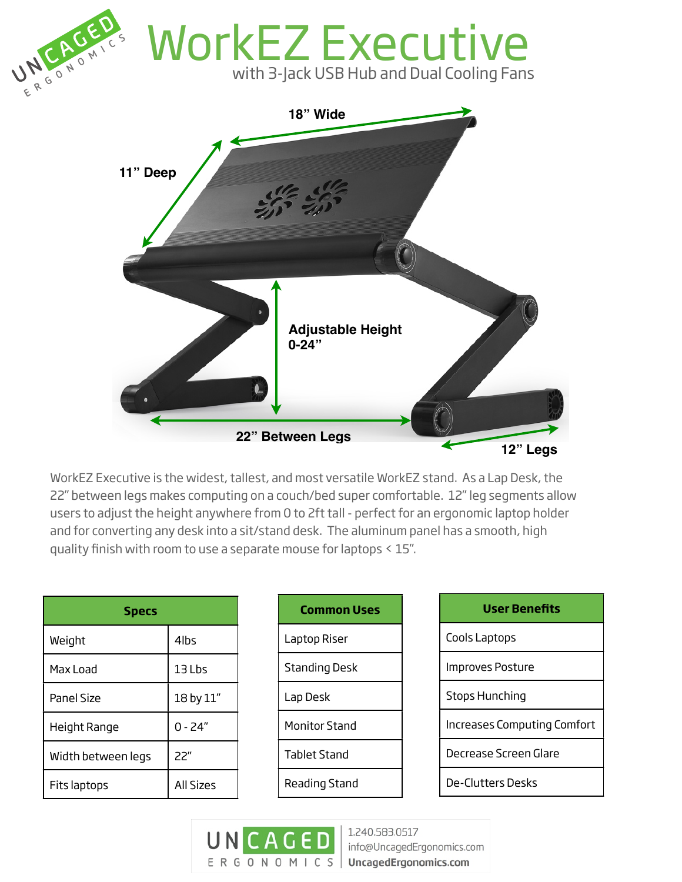# WorkEZ Executive

with 3-Jack USB Hub and Dual Cooling Fans

18" Wide

11" Deep

Adjustable Height
0-24"

22" Between Legs

12" Legs

WorkEZ Executive is the widest, tallest, and most versatile WorkEZ stand. As a Lap Desk, the 22" between legs makes computing on a couch/bed super comfortable. 12" leg segments allow users to adjust the height anywhere from 0 to 2ft tall - perfect for an ergonomic laptop holder and for converting any desk into a sit/stand desk. The aluminum panel has a smooth, high quality finish with room to use a separate mouse for laptops < 15".

| Specs | |
|---|---|
| Weight | 4lbs |
| Max Load | 13 Lbs |
| Panel Size | 18 by 11" |
| Height Range | 0 - 24" |
| Width between legs | 22" |
| Fits laptops | All Sizes |

| Common Uses |
|---|
| Laptop Riser |
| Standing Desk |
| Lap Desk |
| Monitor Stand |
| Tablet Stand |
| Reading Stand |

| User Benefits |
|---|
| Cools Laptops |
| Improves Posture |
| Stops Hunching |
| Increases Computing Comfort |
| Decrease Screen Glare |
| De-Clutters Desks |

UNCAGED ERGONOMICS

1.240.583.0517
info@UncagedErgonomics.com
**UncagedErgonomics.com**